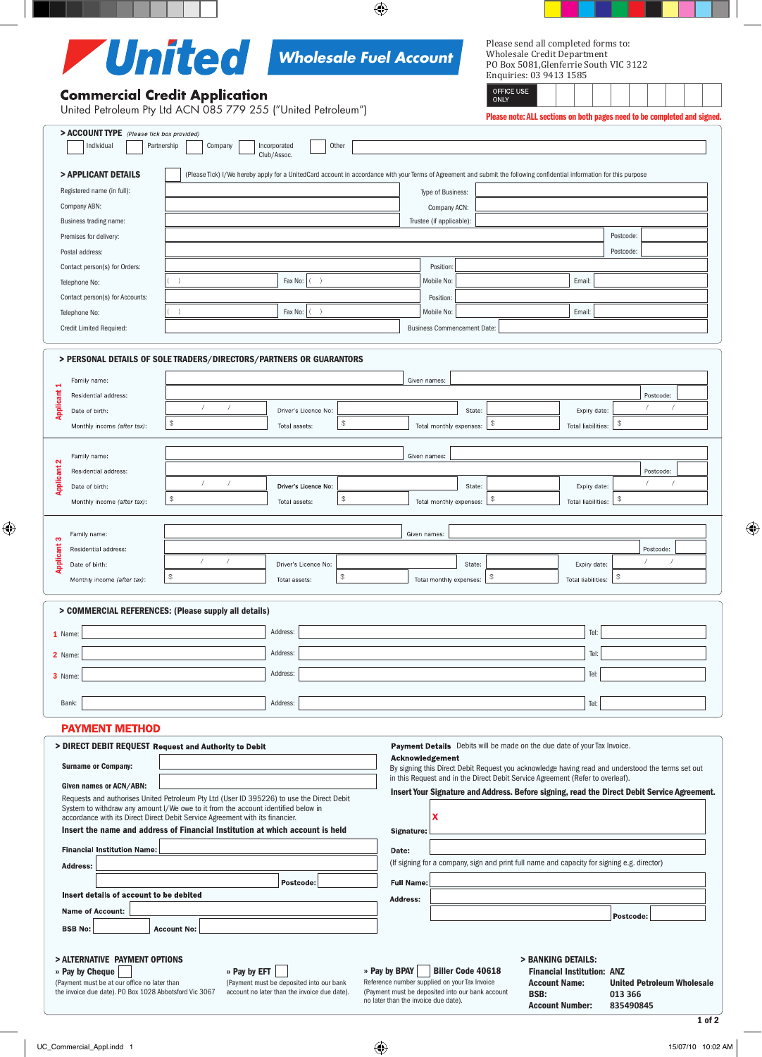# United Wholesale Fuel Account

## Commercial Credit Application

United Petroleum Pty Ltd ACN 085 779 255 ("United Petroleum")

Please send all completed forms to:
Wholesale Credit Department
PO Box 5081,Glenferrie South VIC 3122
Enquiries: 03 9413 1585

OFFICE USE ONLY

**Please note: ALL sections on both pages need to be completed and signed.**

### > ACCOUNT TYPE *(Please tick box provided)*

☐ Individual ☐ Partnership ☐ Company ☐ Incorporated Club/Assoc. ☐ Other ________

### > APPLICANT DETAILS

☐ (Please Tick) I/We hereby apply for a UnitedCard account in accordance with your Terms of Agreement and submit the following confidential information for this purpose

Registered name (in full): ________ Type of Business: ________

Company ABN: ________ Company ACN: ________

Business trading name: ________ Trustee (if applicable): ________

Premises for delivery: ________ Postcode: ________

Postal address: ________ Postcode: ________

Contact person(s) for Orders: ________ Position: ________

Telephone No: ( ) ________ Fax No: ( ) ________ Mobile No: ________ Email: ________

Contact person(s) for Accounts: ________ Position: ________

Telephone No: ( ) ________ Fax No: ( ) ________ Mobile No: ________ Email: ________

Credit Limited Required: ________ Business Commencement Date: ________

### > PERSONAL DETAILS OF SOLE TRADERS/DIRECTORS/PARTNERS OR GUARANTORS

**Applicant 1**

Family name: ________ Given names: ________

Residential address: ________ Postcode: ________

Date of birth: / / Driver's Licence No: ________ State: ________ Expiry date: / /

Monthly income *(after tax)*: $ ________ Total assets: $ ________ Total monthly expenses: $ ________ Total liabilities: $ ________

**Applicant 2**

Family name: ________ Given names: ________

Residential address: ________ Postcode: ________

Date of birth: / / Driver's Licence No: ________ State: ________ Expiry date: / /

Monthly income *(after tax)*: $ ________ Total assets: $ ________ Total monthly expenses: $ ________ Total liabilities: $ ________

**Applicant 3**

Family name: ________ Given names: ________

Residential address: ________ Postcode: ________

Date of birth: / / Driver's Licence No: ________ State: ________ Expiry date: / /

Monthly income *(after tax)*: $ ________ Total assets: $ ________ Total monthly expenses: $ ________ Total liabilities: $ ________

### > COMMERCIAL REFERENCES: (Please supply all details)

1 Name: ________ Address: ________ Tel: ________

2 Name: ________ Address: ________ Tel: ________

3 Name: ________ Address: ________ Tel: ________

Bank: ________ Address: ________ Tel: ________

## PAYMENT METHOD

### > DIRECT DEBIT REQUEST Request and Authority to Debit

**Surname or Company:** ________

**Given names or ACN/ABN:** ________

Requests and authorises United Petroleum Pty Ltd (User ID 395226) to use the Direct Debit System to withdraw any amount I/We owe to it from the account identified below in accordance with its Direct Direct Debit Service Agreement with its financier.

**Insert the name and address of Financial Institution at which account is held**

**Financial Institution Name:** ________

**Address:** ________

________ **Postcode:** ________

**Insert details of account to be debited**

**Name of Account:** ________

**BSB No:** ________ **Account No:** ________

**Payment Details** Debits will be made on the due date of your Tax Invoice.

**Acknowledgement**
By signing this Direct Debit Request you acknowledge having read and understood the terms set out in this Request and in the Direct Debit Service Agreement (Refer to overleaf).

**Insert Your Signature and Address. Before signing, read the Direct Debit Service Agreement.**

**Signature:** X ________

**Date:** ________

(If signing for a company, sign and print full name and capacity for signing e.g. director)

**Full Name:** ________

**Address:** ________

________ **Postcode:** ________

### > ALTERNATIVE PAYMENT OPTIONS

**» Pay by Cheque** ☐
(Payment must be at our office no later than the invoice due date). PO Box 1028 Abbotsford Vic 3067

**» Pay by EFT** ☐
(Payment must be deposited into our bank account no later than the invoice due date).

**» Pay by BPAY** ☐ **Biller Code 40618**
Reference number supplied on your Tax Invoice
(Payment must be deposited into our bank account no later than the invoice due date).

### > BANKING DETAILS:

**Financial Institution:** ANZ
**Account Name:** United Petroleum Wholesale
**BSB:** 013 366
**Account Number:** 835490845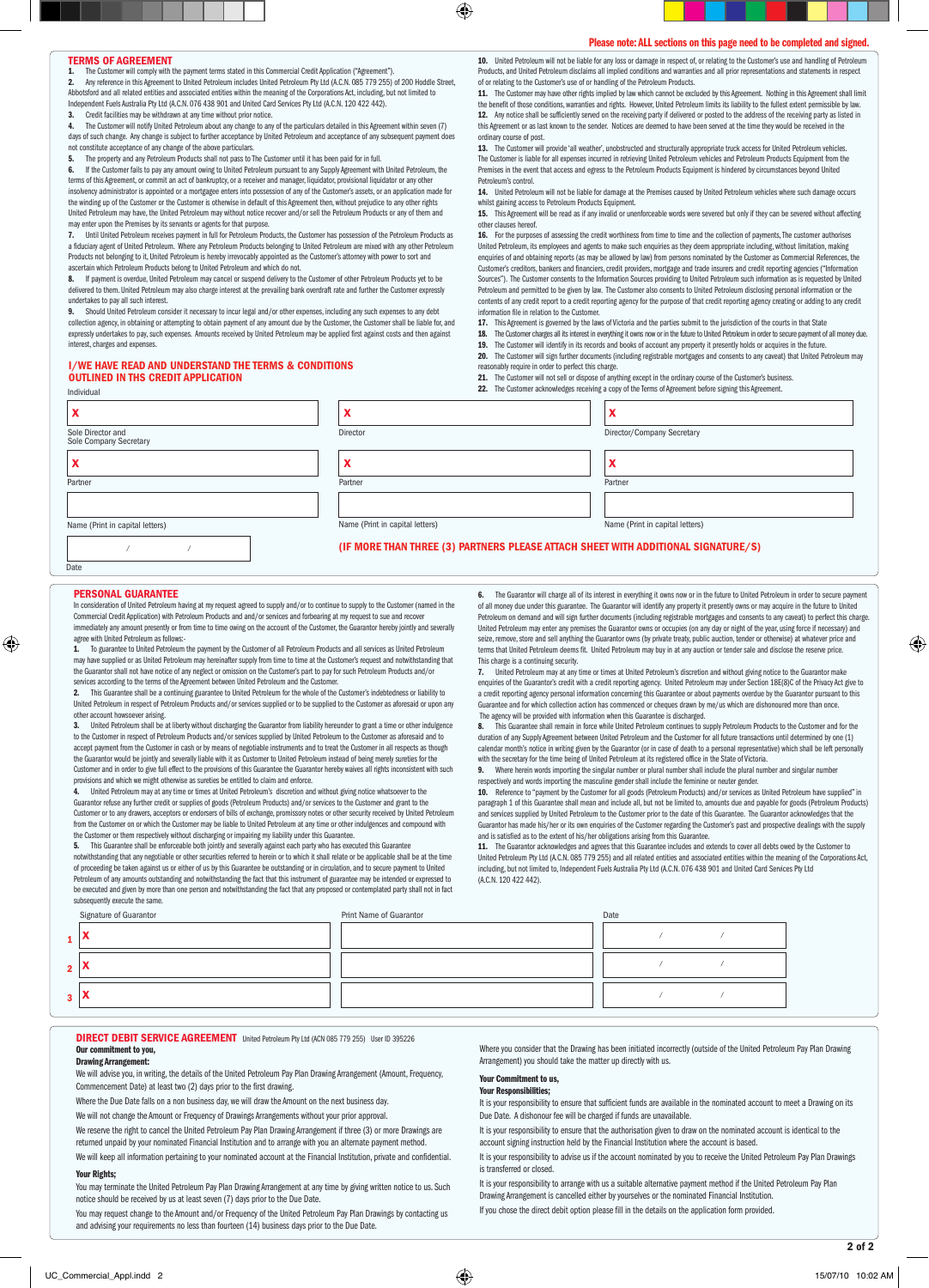Please note: ALL sections on this page need to be completed and signed.

## TERMS OF AGREEMENT

1. The Customer will comply with the payment terms stated in this Commercial Credit Application ("Agreement").
2. Any reference in this Agreement to United Petroleum includes United Petroleum Pty Ltd (A.C.N. 085 779 255) of 200 Hoddle Street, Abbotsford and all related entities and associated entities within the meaning of the Corporations Act, including, but not limited to Independent Fuels Australia Pty Ltd (A.C.N. 076 438 901 and United Card Services Pty Ltd (A.C.N. 120 422 442).
3. Credit facilities may be withdrawn at any time without prior notice.
4. The Customer will notify United Petroleum about any change to any of the particulars detailed in this Agreement within seven (7) days of such change. Any change is subject to further acceptance by United Petroleum and acceptance of any subsequent payment does not constitute acceptance of any change of the above particulars.
5. The property and any Petroleum Products shall not pass to The Customer until it has been paid for in full.
6. If the Customer fails to pay any amount owing to United Petroleum pursuant to any Supply Agreement with United Petroleum, the terms of this Agreement, or commit an act of bankruptcy, or a receiver and manager, liquidator, provisional liquidator or any other insolvency administrator is appointed or a mortgagee enters into possession of any of the Customer's assets, or an application made for the winding up of the Customer or the Customer is otherwise in default of this Agreement then, without prejudice to any other rights United Petroleum may have, the United Petroleum may without notice recover and/or sell the Petroleum Products or any of them and may enter upon the Premises by its servants or agents for that purpose.
7. Until United Petroleum receives payment in full for Petroleum Products, the Customer has possession of the Petroleum Products as a fiduciary agent of United Petroleum. Where any Petroleum Products belonging to United Petroleum are mixed with any other Petroleum Products not belonging to it, United Petroleum is hereby irrevocably appointed as the Customer's attorney with power to sort and ascertain which Petroleum Products belong to United Petroleum and which do not.
8. If payment is overdue, United Petroleum may cancel or suspend delivery to the Customer of other Petroleum Products yet to be delivered to them. United Petroleum may also charge interest at the prevailing bank overdraft rate and further the Customer expressly undertakes to pay all such interest.
9. Should United Petroleum consider it necessary to incur legal and/or other expenses, including any such expenses to any debt collection agency, in obtaining or attempting to obtain payment of any amount due by the Customer, the Customer shall be liable for, and expressly undertakes to pay, such expenses. Amounts received by United Petroleum may be applied first against costs and then against interest, charges and expenses.
10. United Petroleum will not be liable for any loss or damage in respect of, or relating to the Customer's use and handling of Petroleum Products, and United Petroleum disclaims all implied conditions and warranties and all prior representations and statements in respect of or relating to the Customer's use of or handling of the Petroleum Products.
11. The Customer may have other rights implied by law which cannot be excluded by this Agreement. Nothing in this Agreement shall limit the benefit of those conditions, warranties and rights. However, United Petroleum limits its liability to the fullest extent permissible by law.
12. Any notice shall be sufficiently served on the receiving party if delivered or posted to the address of the receiving party as listed in this Agreement or as last known to the sender. Notices are deemed to have been served at the time they would be received in the ordinary course of post.
13. The Customer will provide 'all weather', unobstructed and structurally appropriate truck access for United Petroleum vehicles. The Customer is liable for all expenses incurred in retrieving United Petroleum vehicles and Petroleum Products Equipment from the Premises in the event that access and egress to the Petroleum Products Equipment is hindered by circumstances beyond United Petroleum's control.
14. United Petroleum will not be liable for damage at the Premises caused by United Petroleum vehicles where such damage occurs whilst gaining access to Petroleum Products Equipment.
15. This Agreement will be read as if any invalid or unenforceable words were severed but only if they can be severed without affecting other clauses hereof.
16. For the purposes of assessing the credit worthiness from time to time and the collection of payments, The customer authorises United Petroleum, its employees and agents to make such enquiries as they deem appropriate including, without limitation, making enquiries of and obtaining reports (as may be allowed by law) from persons nominated by the Customer as Commercial References, the Customer's creditors, bankers and financiers, credit providers, mortgage and trade insurers and credit reporting agencies ("Information Sources"). The Customer consents to the Information Sources providing to United Petroleum such information as is requested by United Petroleum and permitted to be given by law. The Customer also consents to United Petroleum disclosing personal information or the contents of any credit report to a credit reporting agency for the purpose of that credit reporting agency creating or adding to any credit information file in relation to the Customer.
17. This Agreement is governed by the laws of Victoria and the parties submit to the jurisdiction of the courts in that State
18. The Customer charges all its interest in everything it owns now or in the future to United Petroleum in order to secure payment of all money due.
19. The Customer will identify in its records and books of account any property it presently holds or acquires in the future.
20. The Customer will sign further documents (including registrable mortgages and consents to any caveat) that United Petroleum may reasonably require in order to perfect this charge.
21. The Customer will not sell or dispose of anything except in the ordinary course of the Customer's business.
22. The Customer acknowledges receiving a copy of the Terms of Agreement before signing this Agreement.

### I/WE HAVE READ AND UNDERSTAND THE TERMS & CONDITIONS OUTLINED IN THS CREDIT APPLICATION

| | | |
|---|---|---|
| Individual | | |
| X | X | X |
| Sole Director and Sole Company Secretary | Director | Director/Company Secretary |
| X | X | X |
| Partner | Partner | Partner |
| | | |
| Name (Print in capital letters) | Name (Print in capital letters) | Name (Print in capital letters) |
| / / | | |
| Date | | |

(IF MORE THAN THREE (3) PARTNERS PLEASE ATTACH SHEET WITH ADDITIONAL SIGNATURE/S)

## PERSONAL GUARANTEE

In consideration of United Petroleum having at my request agreed to supply and/or to continue to supply to the Customer (named in the Commercial Credit Application) with Petroleum Products and/or services and forbearing at my request to sue and recover immediately any amount presently or from time to time owing on the account of the Customer, the Guarantor hereby jointly and severally agree with United Petroleum as follows:-

1. To guarantee to United Petroleum the payment by the Customer of all Petroleum Products and all services as United Petroleum may have supplied or as United Petroleum may hereinafter supply from time to time at the Customer's request and notwithstanding that the Guarantor shall not have notice of any neglect or omission on the Customer's part to pay for such Petroleum Products and/or services according to the terms of the Agreement between United Petroleum and the Customer.
2. This Guarantee shall be a continuing guarantee to United Petroleum for the whole of the Customer's indebtedness or liability to United Petroleum in respect of Petroleum Products and/or services supplied or to be supplied to the Customer as aforesaid or upon any other account howsoever arising.
3. United Petroleum shall be at liberty without discharging the Guarantor from liability hereunder to grant a time or other indulgence to the Customer in respect of Petroleum Products and/or services supplied by United Petroleum to the Customer as aforesaid and to accept payment from the Customer in cash or by means of negotiable instruments and to treat the Customer in all respects as though the Guarantor would be jointly and severally liable with it as Customer to United Petroleum instead of being merely sureties for the Customer and in order to give full effect to the provisions of this Guarantee the Guarantor hereby waives all rights inconsistent with such provisions and which we might otherwise as sureties be entitled to claim and enforce.
4. United Petroleum may at any time or times at United Petroleum's discretion and without notice whatsoever to the Guarantor refuse any further credit or supplies of goods (Petroleum Products) and/or services to the Customer and agree with the Customer or to any drawers, acceptors or endorsers of bills of exchange, promissory notes or other security received by United Petroleum from the Customer on or which the Customer may be liable to United Petroleum at any time or other indulgences and compound with the Customer or them respectively without discharging or impairing my liability under this Guarantee.
5. This Guarantee shall be enforceable both jointly and severally against each party who has executed this Guarantee notwithstanding that any negotiable or other securities referred to herein or to which it shall relate or be applicable shall be at the time of proceeding be taken against us or either of us by this Guarantee be outstanding or in circulation, and to secure payment to United Petroleum of any amounts outstanding and notwithstanding the fact that this instrument of guarantee may be intended or expressed to be executed and given by more than one person and notwithstanding the fact that any proposed or contemplated party shall not in fact subsequently execute the same.
6. The Guarantor will charge all of its interest in everything it owns now or in the future to United Petroleum in order to secure payment of all money due under this guarantee. The Guarantor will identify any property it presently owns or may acquire in the future to United Petroleum on demand and will sign further documents (including registrable mortgages and consents to any caveat) to perfect this charge. United Petroleum may enter any premises the Guarantor owns or occupies (on any day or night of the year, using force if necessary) and seize, remove, store and sell anything the Guarantor owns (by private treaty, public auction, tender or otherwise) at whatever price and terms that United Petroleum deems fit. United Petroleum may buy in at any auction or tender sale and disclose the reserve price. This charge is a continuing security.
7. United Petroleum may at any time or times at United Petroleum's discretion and without giving notice to the Guarantor make enquiries of the Guarantor's credit with a credit reporting agency. United Petroleum may under Section 18E(8)C of the Privacy Act give to a credit reporting agency personal information concerning this Guarantee or about payments overdue by the Guarantor pursuant to this Guarantee and for which collection action has commenced or cheques drawn by me/us which are dishonoured more than once. The agency will be provided with information when this Guarantee is discharged.
8. This Guarantee shall remain in force while United Petroleum continues to supply Petroleum Products to the Customer and for the duration of any Supply Agreement between United Petroleum and the Customer for all future transactions until determined by one (1) calendar month's notice in writing given by the Guarantor (or in case of death to a personal representative) which shall be left personally with the secretary for the time being of United Petroleum at its registered office in the State of Victoria.
9. Where herein words importing the singular number or plural number shall include the plural number and singular number respectively and words importing the masculine gender shall include the feminine or neuter gender.
10. Reference to "payment by the Customer for all goods (Petroleum Products) and/or services as United Petroleum have supplied" in paragraph 1 of this Guarantee shall mean and include all, but not be limited to, amounts due and payable for goods (Petroleum Products) and services supplied by United Petroleum to the Customer prior to the date of this Guarantee. The Guarantor acknowledges that the Guarantor has made his/her or its own enquiries of the Customer regarding the Customer's past and prospective dealings with the supply and is satisfied as to the extent of his/her obligations arising from this Guarantee.
11. The Guarantor acknowledges and agrees that this Guarantee includes and extends to cover all debts owed by the Customer to United Petroleum Pty Ltd (A.C.N. 085 779 255) and all related entities and associated entities within the meaning of the Corporations Act, including, but not limited to, Independent Fuels Australia Pty Ltd (A.C.N. 076 438 901 and United Card Services Pty Ltd (A.C.N. 120 422 442).

| | Signature of Guarantor | Print Name of Guarantor | Date |
|---|---|---|---|
| 1 | X | | / / |
| 2 | X | | / / |
| 3 | X | | / / |

## DIRECT DEBIT SERVICE AGREEMENT

United Petroleum Pty Ltd (ACN 085 779 255) User ID 395226

**Our commitment to you,**

**Drawing Arrangement:**

We will advise you, in writing, the details of the United Petroleum Pay Plan Drawing Arrangement (Amount, Frequency, Commencement Date) at least two (2) days prior to the first drawing.

Where the Due Date falls on a non business day, we will draw the Amount on the next business day.

We will not change the Amount or Frequency of Drawings Arrangements without your prior approval.

We reserve the right to cancel the United Petroleum Pay Plan Drawing Arrangement if three (3) or more Drawings are returned unpaid by your nominated Financial Institution and to arrange with you an alternate payment method.

We will keep all information pertaining to your nominated account at the Financial Institution, private and confidential.

**Your Rights;**

You may terminate the United Petroleum Pay Plan Drawing Arrangement at any time by giving written notice to us. Such notice should be received by us at least seven (7) days prior to the Due Date.

You may request change to the Amount and/or Frequency of the United Petroleum Pay Plan Drawings by contacting us and advising your requirements no less than fourteen (14) business days prior to the Due Date.

Where you consider that the Drawing has been initiated incorrectly (outside of the United Petroleum Pay Plan Drawing Arrangement) you should take the matter up directly with us.

**Your Commitment to us,**

**Your Responsibilities;**

It is your responsibility to ensure that sufficient funds are available in the nominated account to meet a Drawing on its Due Date. A dishonour fee will be charged if funds are unavailable.

It is your responsibility to ensure that the authorisation given to draw on the nominated account is identical to the account signing instruction held by the Financial Institution where the account is based.

It is your responsibility to advise us if the account nominated by you to receive the United Petroleum Pay Plan Drawings is transferred or closed.

It is your responsibility to arrange with us a suitable alternative payment method if the United Petroleum Pay Plan Drawing Arrangement is cancelled either by yourselves or the nominated Financial Institution.

If you chose the direct debit option please fill in the details on the application form provided.